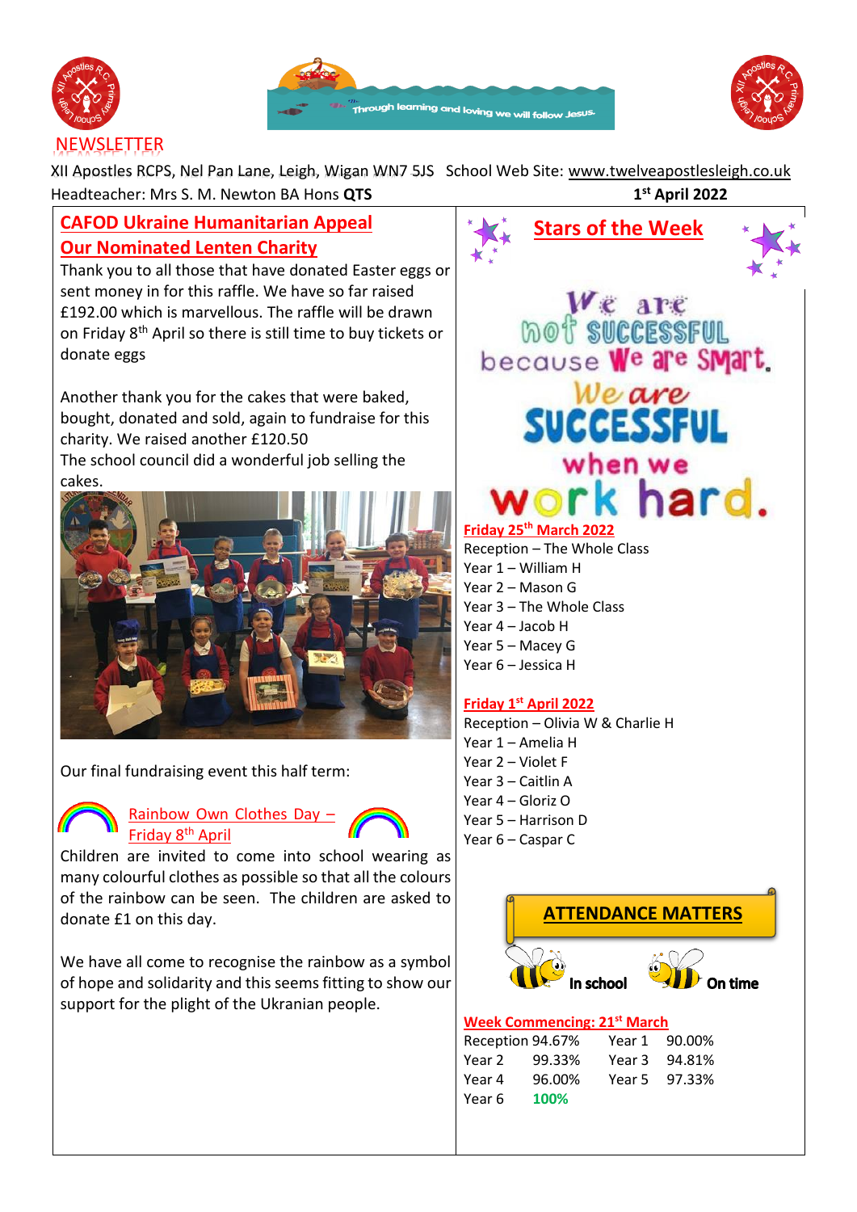# NEWSLETTER

XII Apostles RCPS, Nel Pan Lane, Leigh, Wigan WN7 5JS   School Web Site: www.twelveapostlesleigh.co.uk

Headteacher: Mrs S. M. Newton BA Hons **QTS**   **1st April 2022**

## CAFOD Ukraine Humanitarian Appeal
## Our Nominated Lenten Charity

Thank you to all those that have donated Easter eggs or sent money in for this raffle. We have so far raised £192.00 which is marvellous. The raffle will be drawn on Friday 8th April so there is still time to buy tickets or donate eggs

Another thank you for the cakes that were baked, bought, donated and sold, again to fundraise for this charity. We raised another £120.50

The school council did a wonderful job selling the cakes.

Our final fundraising event this half term:

### Rainbow Own Clothes Day – Friday 8th April

Children are invited to come into school wearing as many colourful clothes as possible so that all the colours of the rainbow can be seen. The children are asked to donate £1 on this day.

We have all come to recognise the rainbow as a symbol of hope and solidarity and this seems fitting to show our support for the plight of the Ukranian people.

## Stars of the Week

We are not successful because We are Smart. We are SUCCESSFUL when we work hard.

**Friday 25th March 2022**

Reception – The Whole Class
Year 1 – William H
Year 2 – Mason G
Year 3 – The Whole Class
Year 4 – Jacob H
Year 5 – Macey G
Year 6 – Jessica H

**Friday 1st April 2022**

Reception – Olivia W & Charlie H
Year 1 – Amelia H
Year 2 – Violet F
Year 3 – Caitlin A
Year 4 – Gloriz O
Year 5 – Harrison D
Year 6 – Caspar C

## ATTENDANCE MATTERS

In school   On time

**Week Commencing: 21st March**

| | | | |
|---|---|---|---|
| Reception | 94.67% | Year 1 | 90.00% |
| Year 2 | 99.33% | Year 3 | 94.81% |
| Year 4 | 96.00% | Year 5 | 97.33% |
| Year 6 | **100%** | | |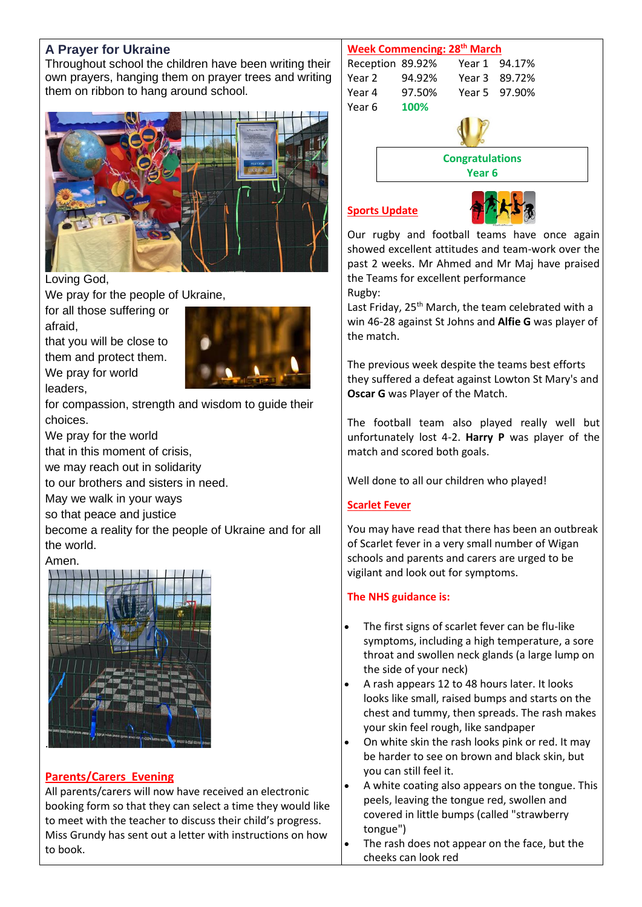## A Prayer for Ukraine

Throughout school the children have been writing their own prayers, hanging them on prayer trees and writing them on ribbon to hang around school.

Loving God,
We pray for the people of Ukraine,
for all those suffering or afraid,
that you will be close to them and protect them.
We pray for world leaders,
for compassion, strength and wisdom to guide their choices.
We pray for the world
that in this moment of crisis,
we may reach out in solidarity
to our brothers and sisters in need.
May we walk in your ways
so that peace and justice
become a reality for the people of Ukraine and for all the world.
Amen.

## Parents/Carers Evening

All parents/carers will now have received an electronic booking form so that they can select a time they would like to meet with the teacher to discuss their child's progress. Miss Grundy has sent out a letter with instructions on how to book.

## Week Commencing: 28th March

| | | | |
|---|---|---|---|
| Reception | 89.92% | Year 1 | 94.17% |
| Year 2 | 94.92% | Year 3 | 89.72% |
| Year 4 | 97.50% | Year 5 | 97.90% |
| Year 6 | **100%** | | |

**Congratulations Year 6**

## Sports Update

Our rugby and football teams have once again showed excellent attitudes and team-work over the past 2 weeks. Mr Ahmed and Mr Maj have praised the Teams for excellent performance

Rugby:

Last Friday, 25th March, the team celebrated with a win 46-28 against St Johns and **Alfie G** was player of the match.

The previous week despite the teams best efforts they suffered a defeat against Lowton St Mary's and **Oscar G** was Player of the Match.

The football team also played really well but unfortunately lost 4-2. **Harry P** was player of the match and scored both goals.

Well done to all our children who played!

## Scarlet Fever

You may have read that there has been an outbreak of Scarlet fever in a very small number of Wigan schools and parents and carers are urged to be vigilant and look out for symptoms.

**The NHS guidance is:**

- The first signs of scarlet fever can be flu-like symptoms, including a high temperature, a sore throat and swollen neck glands (a large lump on the side of your neck)
- A rash appears 12 to 48 hours later. It looks looks like small, raised bumps and starts on the chest and tummy, then spreads. The rash makes your skin feel rough, like sandpaper
- On white skin the rash looks pink or red. It may be harder to see on brown and black skin, but you can still feel it.
- A white coating also appears on the tongue. This peels, leaving the tongue red, swollen and covered in little bumps (called "strawberry tongue")
- The rash does not appear on the face, but the cheeks can look red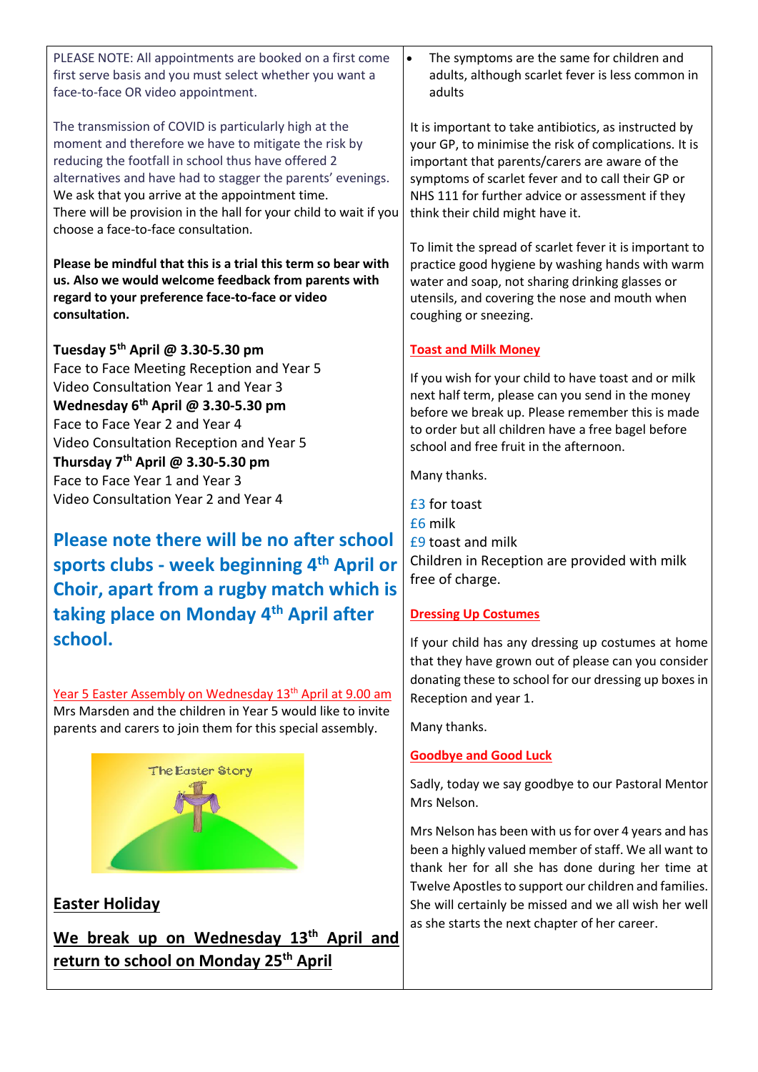PLEASE NOTE: All appointments are booked on a first come first serve basis and you must select whether you want a face-to-face OR video appointment.

The transmission of COVID is particularly high at the moment and therefore we have to mitigate the risk by reducing the footfall in school thus have offered 2 alternatives and have had to stagger the parents' evenings. We ask that you arrive at the appointment time.
There will be provision in the hall for your child to wait if you choose a face-to-face consultation.

**Please be mindful that this is a trial this term so bear with us. Also we would welcome feedback from parents with regard to your preference face-to-face or video consultation.**

**Tuesday 5th April @ 3.30-5.30 pm**
Face to Face Meeting Reception and Year 5
Video Consultation Year 1 and Year 3
**Wednesday 6th April @ 3.30-5.30 pm**
Face to Face Year 2 and Year 4
Video Consultation Reception and Year 5
**Thursday 7th April @ 3.30-5.30 pm**
Face to Face Year 1 and Year 3
Video Consultation Year 2 and Year 4

**Please note there will be no after school sports clubs - week beginning 4th April or Choir, apart from a rugby match which is taking place on Monday 4th April after school.**

Year 5 Easter Assembly on Wednesday 13th April at 9.00 am
Mrs Marsden and the children in Year 5 would like to invite parents and carers to join them for this special assembly.

## Easter Holiday

**We break up on Wednesday 13th April and return to school on Monday 25th April**

- The symptoms are the same for children and adults, although scarlet fever is less common in adults

It is important to take antibiotics, as instructed by your GP, to minimise the risk of complications. It is important that parents/carers are aware of the symptoms of scarlet fever and to call their GP or NHS 111 for further advice or assessment if they think their child might have it.

To limit the spread of scarlet fever it is important to practice good hygiene by washing hands with warm water and soap, not sharing drinking glasses or utensils, and covering the nose and mouth when coughing or sneezing.

## Toast and Milk Money

If you wish for your child to have toast and or milk next half term, please can you send in the money before we break up. Please remember this is made to order but all children have a free bagel before school and free fruit in the afternoon.

Many thanks.

£3 for toast
£6 milk
£9 toast and milk
Children in Reception are provided with milk free of charge.

## Dressing Up Costumes

If your child has any dressing up costumes at home that they have grown out of please can you consider donating these to school for our dressing up boxes in Reception and year 1.

Many thanks.

## Goodbye and Good Luck

Sadly, today we say goodbye to our Pastoral Mentor Mrs Nelson.

Mrs Nelson has been with us for over 4 years and has been a highly valued member of staff. We all want to thank her for all she has done during her time at Twelve Apostles to support our children and families. She will certainly be missed and we all wish her well as she starts the next chapter of her career.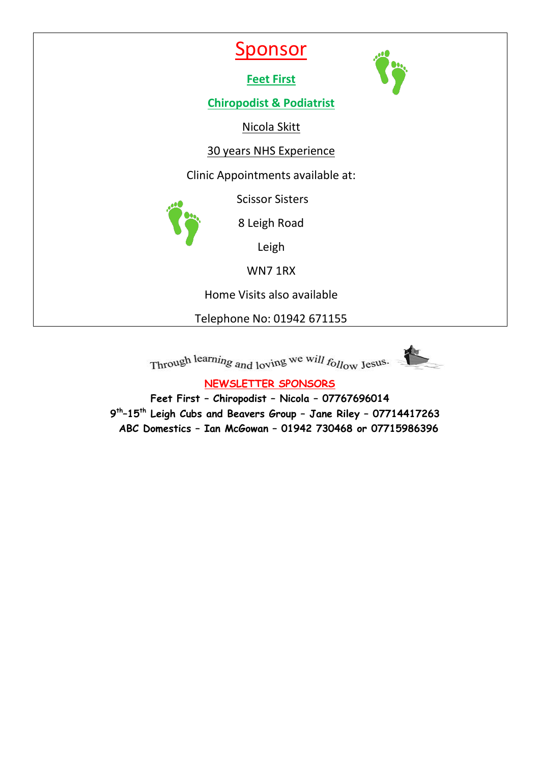# Sponsor

**Feet First**

**Chiropodist & Podiatrist**

Nicola Skitt

30 years NHS Experience

Clinic Appointments available at:

Scissor Sisters

8 Leigh Road

Leigh

WN7 1RX

Home Visits also available

Telephone No: 01942 671155

Through learning and loving we will follow Jesus.

**NEWSLETTER SPONSORS**

**Feet First – Chiropodist – Nicola – 07767696014**

**9th–15th Leigh Cubs and Beavers Group – Jane Riley – 07714417263**

**ABC Domestics – Ian McGowan – 01942 730468 or 07715986396**